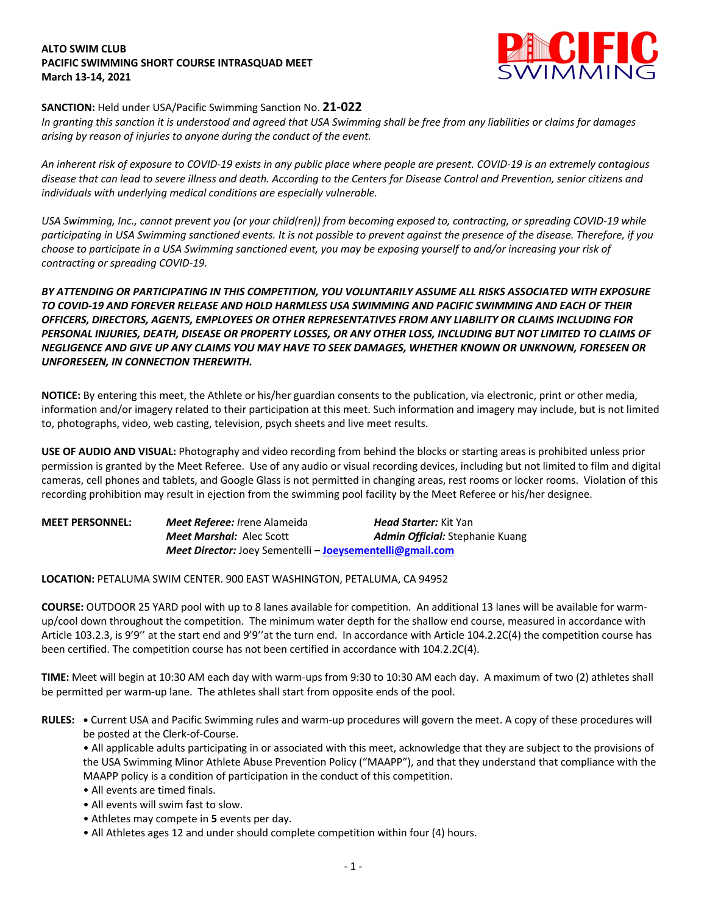**ALTO SWIM CLUB**
**PACIFIC SWIMMING SHORT COURSE INTRASQUAD MEET**
**March 13-14, 2021**

**SANCTION:** Held under USA/Pacific Swimming Sanction No. **21-022**

*In granting this sanction it is understood and agreed that USA Swimming shall be free from any liabilities or claims for damages arising by reason of injuries to anyone during the conduct of the event.*

*An inherent risk of exposure to COVID-19 exists in any public place where people are present. COVID-19 is an extremely contagious disease that can lead to severe illness and death. According to the Centers for Disease Control and Prevention, senior citizens and individuals with underlying medical conditions are especially vulnerable.*

*USA Swimming, Inc., cannot prevent you (or your child(ren)) from becoming exposed to, contracting, or spreading COVID-19 while participating in USA Swimming sanctioned events. It is not possible to prevent against the presence of the disease. Therefore, if you choose to participate in a USA Swimming sanctioned event, you may be exposing yourself to and/or increasing your risk of contracting or spreading COVID-19.*

***BY ATTENDING OR PARTICIPATING IN THIS COMPETITION, YOU VOLUNTARILY ASSUME ALL RISKS ASSOCIATED WITH EXPOSURE TO COVID-19 AND FOREVER RELEASE AND HOLD HARMLESS USA SWIMMING AND PACIFIC SWIMMING AND EACH OF THEIR OFFICERS, DIRECTORS, AGENTS, EMPLOYEES OR OTHER REPRESENTATIVES FROM ANY LIABILITY OR CLAIMS INCLUDING FOR PERSONAL INJURIES, DEATH, DISEASE OR PROPERTY LOSSES, OR ANY OTHER LOSS, INCLUDING BUT NOT LIMITED TO CLAIMS OF NEGLIGENCE AND GIVE UP ANY CLAIMS YOU MAY HAVE TO SEEK DAMAGES, WHETHER KNOWN OR UNKNOWN, FORESEEN OR UNFORESEEN, IN CONNECTION THEREWITH.***

**NOTICE:** By entering this meet, the Athlete or his/her guardian consents to the publication, via electronic, print or other media, information and/or imagery related to their participation at this meet. Such information and imagery may include, but is not limited to, photographs, video, web casting, television, psych sheets and live meet results.

**USE OF AUDIO AND VISUAL:** Photography and video recording from behind the blocks or starting areas is prohibited unless prior permission is granted by the Meet Referee. Use of any audio or visual recording devices, including but not limited to film and digital cameras, cell phones and tablets, and Google Glass is not permitted in changing areas, rest rooms or locker rooms. Violation of this recording prohibition may result in ejection from the swimming pool facility by the Meet Referee or his/her designee.

**MEET PERSONNEL:**
***Meet Referee:*** Irene Alameida — ***Head Starter:*** Kit Yan
***Meet Marshal:*** Alec Scott — ***Admin Official:*** Stephanie Kuang
***Meet Director:*** Joey Sementelli – **Joeysementelli@gmail.com**

**LOCATION:** PETALUMA SWIM CENTER. 900 EAST WASHINGTON, PETALUMA, CA 94952

**COURSE:** OUTDOOR 25 YARD pool with up to 8 lanes available for competition. An additional 13 lanes will be available for warm-up/cool down throughout the competition. The minimum water depth for the shallow end course, measured in accordance with Article 103.2.3, is 9'9'' at the start end and 9'9''at the turn end. In accordance with Article 104.2.2C(4) the competition course has been certified. The competition course has not been certified in accordance with 104.2.2C(4).

**TIME:** Meet will begin at 10:30 AM each day with warm-ups from 9:30 to 10:30 AM each day. A maximum of two (2) athletes shall be permitted per warm-up lane. The athletes shall start from opposite ends of the pool.

**RULES:**
- Current USA and Pacific Swimming rules and warm-up procedures will govern the meet. A copy of these procedures will be posted at the Clerk-of-Course.
- All applicable adults participating in or associated with this meet, acknowledge that they are subject to the provisions of the USA Swimming Minor Athlete Abuse Prevention Policy ("MAAPP"), and that they understand that compliance with the MAAPP policy is a condition of participation in the conduct of this competition.
- All events are timed finals.
- All events will swim fast to slow.
- Athletes may compete in **5** events per day.
- All Athletes ages 12 and under should complete competition within four (4) hours.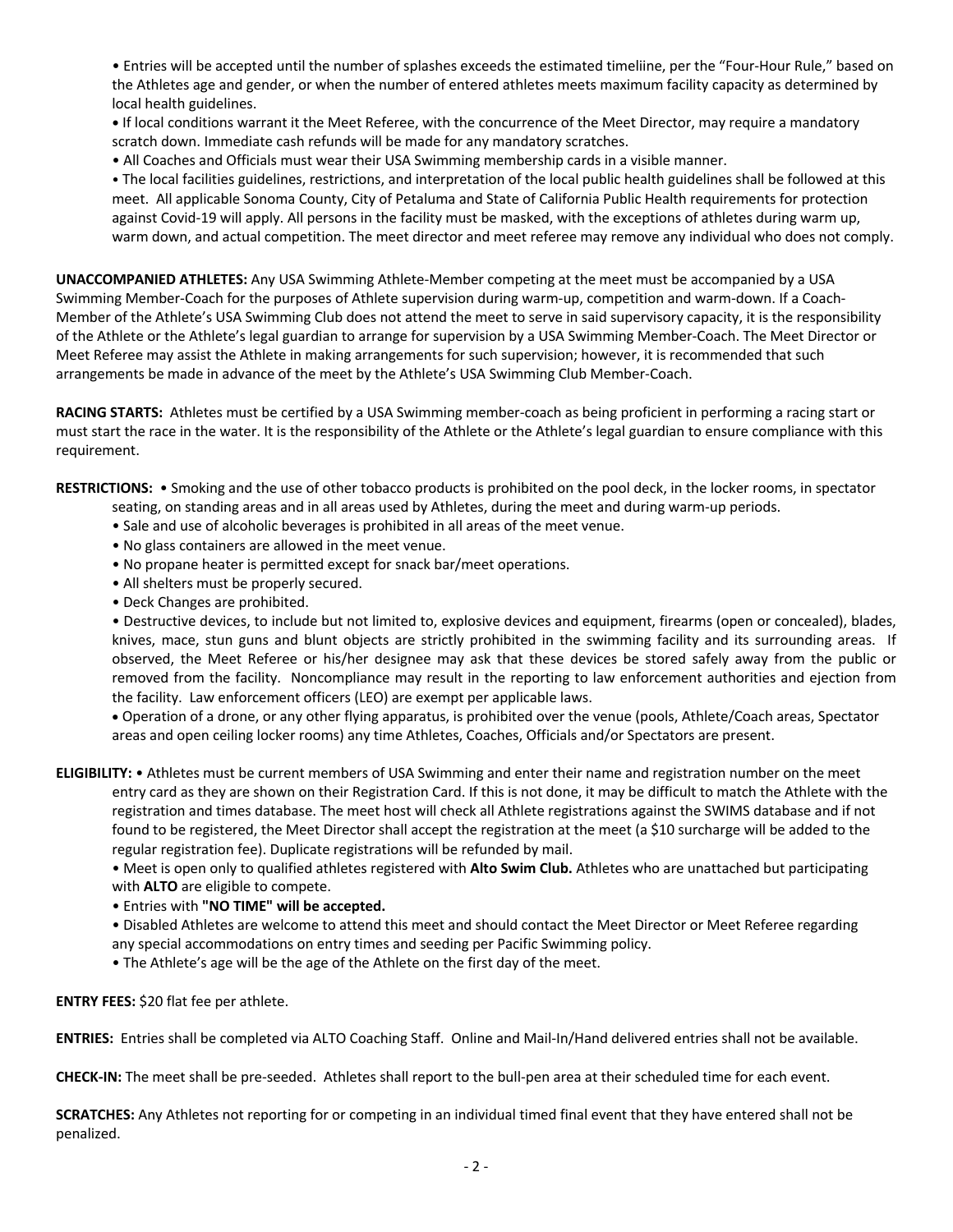• Entries will be accepted until the number of splashes exceeds the estimated timeliine, per the "Four-Hour Rule," based on the Athletes age and gender, or when the number of entered athletes meets maximum facility capacity as determined by local health guidelines.

• If local conditions warrant it the Meet Referee, with the concurrence of the Meet Director, may require a mandatory scratch down. Immediate cash refunds will be made for any mandatory scratches.

• All Coaches and Officials must wear their USA Swimming membership cards in a visible manner.

• The local facilities guidelines, restrictions, and interpretation of the local public health guidelines shall be followed at this meet. All applicable Sonoma County, City of Petaluma and State of California Public Health requirements for protection against Covid-19 will apply. All persons in the facility must be masked, with the exceptions of athletes during warm up, warm down, and actual competition. The meet director and meet referee may remove any individual who does not comply.

**UNACCOMPANIED ATHLETES:** Any USA Swimming Athlete-Member competing at the meet must be accompanied by a USA Swimming Member-Coach for the purposes of Athlete supervision during warm-up, competition and warm-down. If a Coach-Member of the Athlete's USA Swimming Club does not attend the meet to serve in said supervisory capacity, it is the responsibility of the Athlete or the Athlete's legal guardian to arrange for supervision by a USA Swimming Member-Coach. The Meet Director or Meet Referee may assist the Athlete in making arrangements for such supervision; however, it is recommended that such arrangements be made in advance of the meet by the Athlete's USA Swimming Club Member-Coach.

**RACING STARTS:** Athletes must be certified by a USA Swimming member-coach as being proficient in performing a racing start or must start the race in the water. It is the responsibility of the Athlete or the Athlete's legal guardian to ensure compliance with this requirement.

**RESTRICTIONS:** • Smoking and the use of other tobacco products is prohibited on the pool deck, in the locker rooms, in spectator seating, on standing areas and in all areas used by Athletes, during the meet and during warm-up periods.

• Sale and use of alcoholic beverages is prohibited in all areas of the meet venue.

• No glass containers are allowed in the meet venue.

• No propane heater is permitted except for snack bar/meet operations.

• All shelters must be properly secured.

• Deck Changes are prohibited.

• Destructive devices, to include but not limited to, explosive devices and equipment, firearms (open or concealed), blades, knives, mace, stun guns and blunt objects are strictly prohibited in the swimming facility and its surrounding areas. If observed, the Meet Referee or his/her designee may ask that these devices be stored safely away from the public or removed from the facility. Noncompliance may result in the reporting to law enforcement authorities and ejection from the facility. Law enforcement officers (LEO) are exempt per applicable laws.

• Operation of a drone, or any other flying apparatus, is prohibited over the venue (pools, Athlete/Coach areas, Spectator areas and open ceiling locker rooms) any time Athletes, Coaches, Officials and/or Spectators are present.

**ELIGIBILITY:** • Athletes must be current members of USA Swimming and enter their name and registration number on the meet entry card as they are shown on their Registration Card. If this is not done, it may be difficult to match the Athlete with the registration and times database. The meet host will check all Athlete registrations against the SWIMS database and if not found to be registered, the Meet Director shall accept the registration at the meet (a $10 surcharge will be added to the regular registration fee). Duplicate registrations will be refunded by mail.

• Meet is open only to qualified athletes registered with **Alto Swim Club.** Athletes who are unattached but participating with **ALTO** are eligible to compete.

• Entries with **"NO TIME" will be accepted.**

• Disabled Athletes are welcome to attend this meet and should contact the Meet Director or Meet Referee regarding any special accommodations on entry times and seeding per Pacific Swimming policy.

• The Athlete's age will be the age of the Athlete on the first day of the meet.

**ENTRY FEES:** $20 flat fee per athlete.

**ENTRIES:** Entries shall be completed via ALTO Coaching Staff. Online and Mail-In/Hand delivered entries shall not be available.

**CHECK-IN:** The meet shall be pre-seeded. Athletes shall report to the bull-pen area at their scheduled time for each event.

**SCRATCHES:** Any Athletes not reporting for or competing in an individual timed final event that they have entered shall not be penalized.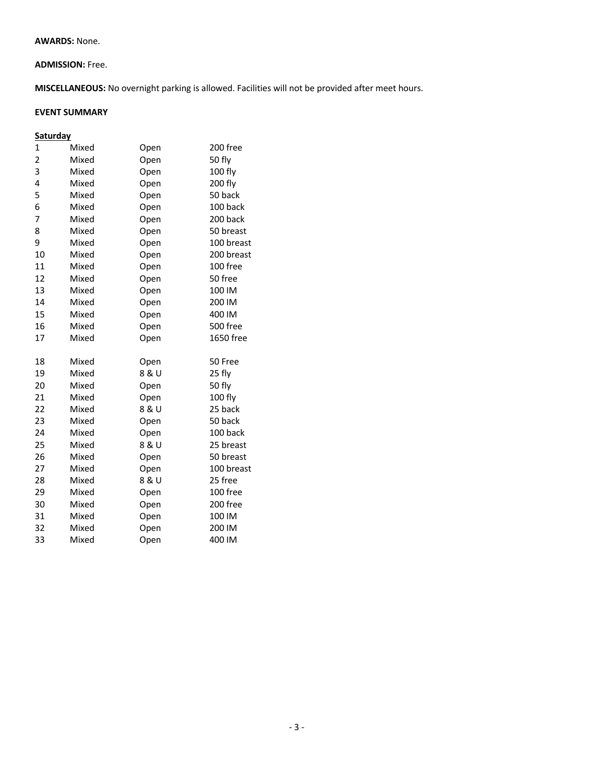**AWARDS:** None.

**ADMISSION:** Free.

**MISCELLANEOUS:** No overnight parking is allowed. Facilities will not be provided after meet hours.

**EVENT SUMMARY**

**Saturday**

| | | | |
|---|---|---|---|
| 1 | Mixed | Open | 200 free |
| 2 | Mixed | Open | 50 fly |
| 3 | Mixed | Open | 100 fly |
| 4 | Mixed | Open | 200 fly |
| 5 | Mixed | Open | 50 back |
| 6 | Mixed | Open | 100 back |
| 7 | Mixed | Open | 200 back |
| 8 | Mixed | Open | 50 breast |
| 9 | Mixed | Open | 100 breast |
| 10 | Mixed | Open | 200 breast |
| 11 | Mixed | Open | 100 free |
| 12 | Mixed | Open | 50 free |
| 13 | Mixed | Open | 100 IM |
| 14 | Mixed | Open | 200 IM |
| 15 | Mixed | Open | 400 IM |
| 16 | Mixed | Open | 500 free |
| 17 | Mixed | Open | 1650 free |

| | | | |
|---|---|---|---|
| 18 | Mixed | Open | 50 Free |
| 19 | Mixed | 8 & U | 25 fly |
| 20 | Mixed | Open | 50 fly |
| 21 | Mixed | Open | 100 fly |
| 22 | Mixed | 8 & U | 25 back |
| 23 | Mixed | Open | 50 back |
| 24 | Mixed | Open | 100 back |
| 25 | Mixed | 8 & U | 25 breast |
| 26 | Mixed | Open | 50 breast |
| 27 | Mixed | Open | 100 breast |
| 28 | Mixed | 8 & U | 25 free |
| 29 | Mixed | Open | 100 free |
| 30 | Mixed | Open | 200 free |
| 31 | Mixed | Open | 100 IM |
| 32 | Mixed | Open | 200 IM |
| 33 | Mixed | Open | 400 IM |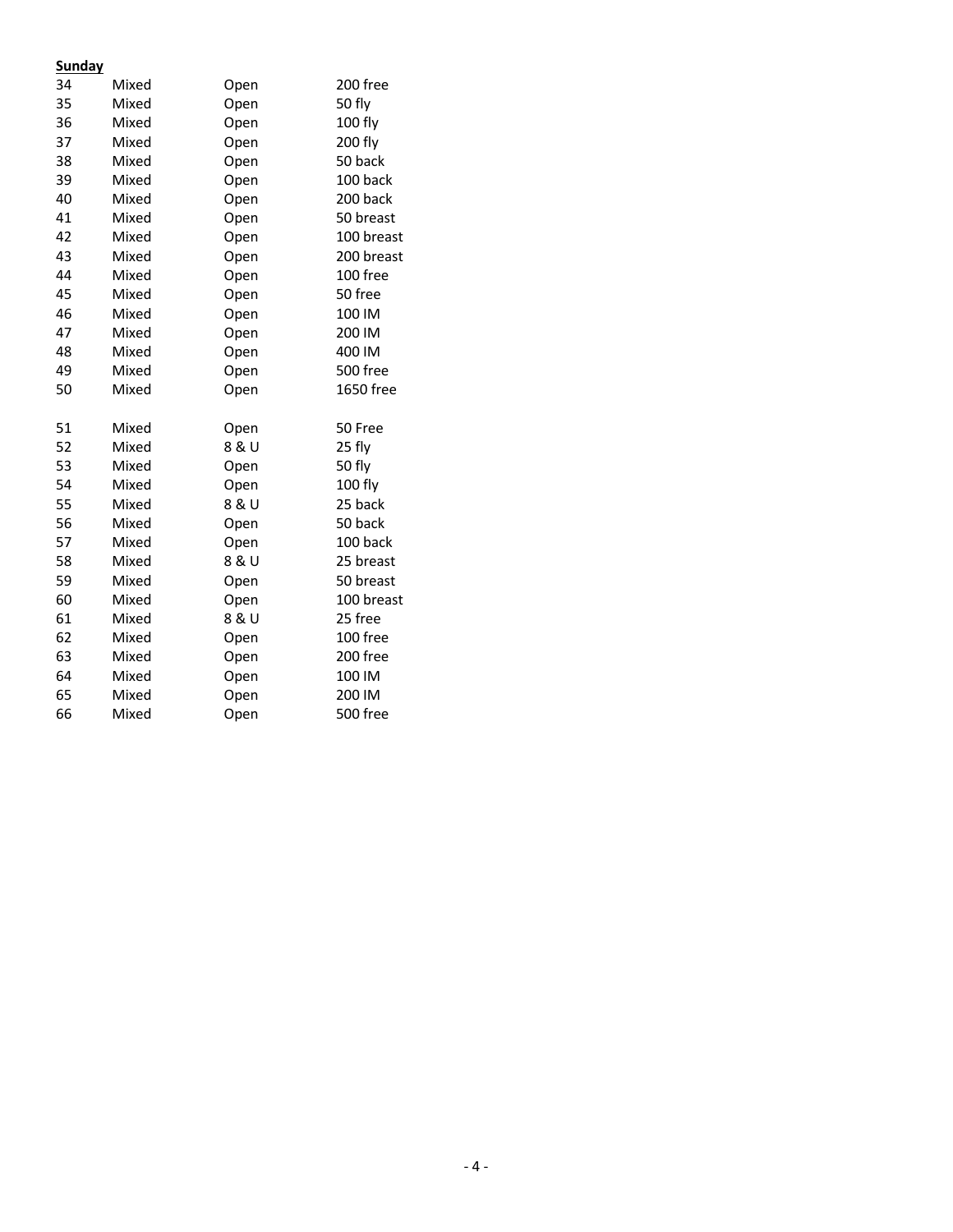**Sunday**

| | | | |
|---|---|---|---|
| 34 | Mixed | Open | 200 free |
| 35 | Mixed | Open | 50 fly |
| 36 | Mixed | Open | 100 fly |
| 37 | Mixed | Open | 200 fly |
| 38 | Mixed | Open | 50 back |
| 39 | Mixed | Open | 100 back |
| 40 | Mixed | Open | 200 back |
| 41 | Mixed | Open | 50 breast |
| 42 | Mixed | Open | 100 breast |
| 43 | Mixed | Open | 200 breast |
| 44 | Mixed | Open | 100 free |
| 45 | Mixed | Open | 50 free |
| 46 | Mixed | Open | 100 IM |
| 47 | Mixed | Open | 200 IM |
| 48 | Mixed | Open | 400 IM |
| 49 | Mixed | Open | 500 free |
| 50 | Mixed | Open | 1650 free |

| | | | |
|---|---|---|---|
| 51 | Mixed | Open | 50 Free |
| 52 | Mixed | 8 & U | 25 fly |
| 53 | Mixed | Open | 50 fly |
| 54 | Mixed | Open | 100 fly |
| 55 | Mixed | 8 & U | 25 back |
| 56 | Mixed | Open | 50 back |
| 57 | Mixed | Open | 100 back |
| 58 | Mixed | 8 & U | 25 breast |
| 59 | Mixed | Open | 50 breast |
| 60 | Mixed | Open | 100 breast |
| 61 | Mixed | 8 & U | 25 free |
| 62 | Mixed | Open | 100 free |
| 63 | Mixed | Open | 200 free |
| 64 | Mixed | Open | 100 IM |
| 65 | Mixed | Open | 200 IM |
| 66 | Mixed | Open | 500 free |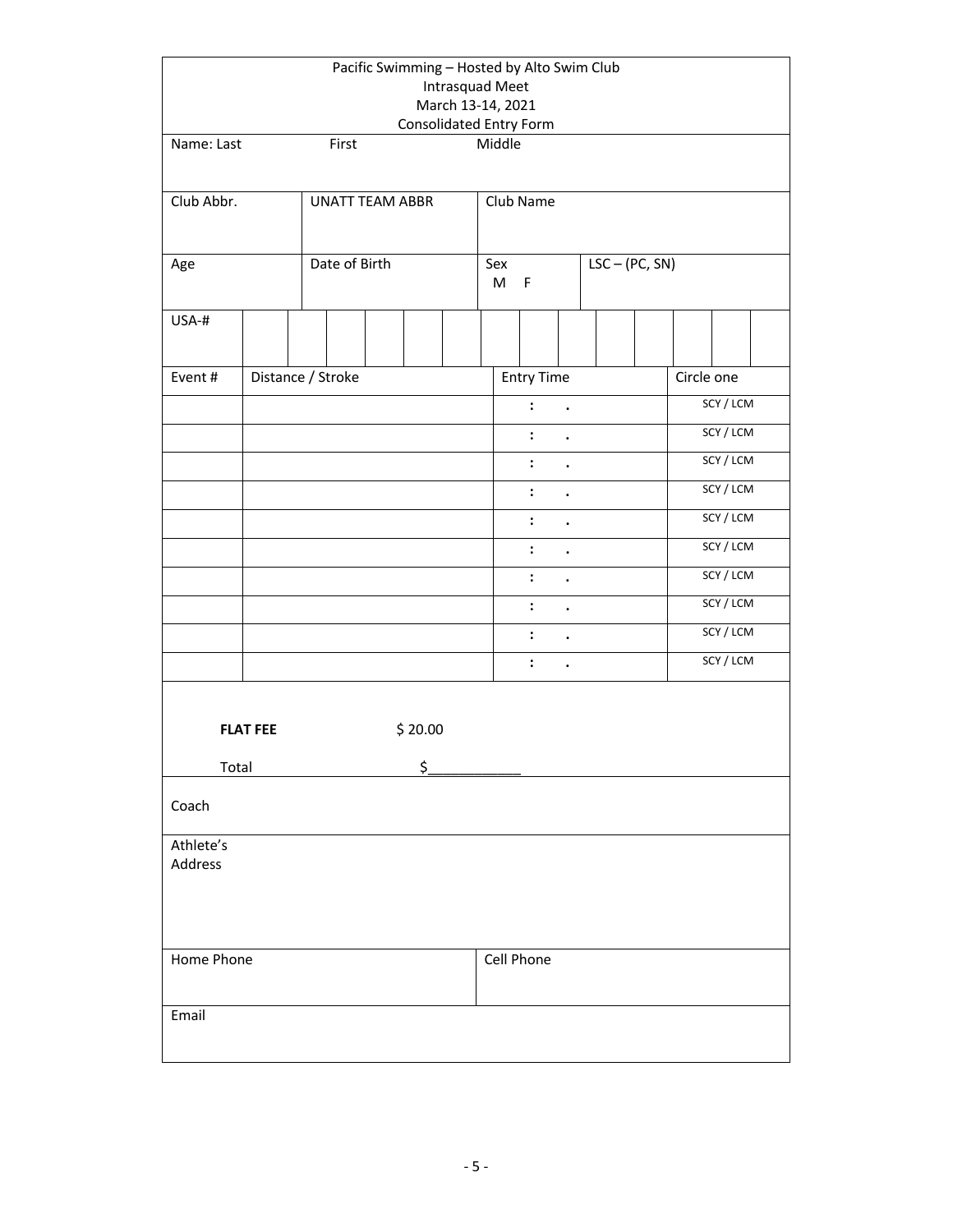Pacific Swimming – Hosted by Alto Swim Club

Intrasquad Meet

March 13-14, 2021

Consolidated Entry Form

| | | | |
|---|---|---|---|
| Name: Last | First | Middle | |
| Club Abbr. | UNATT TEAM ABBR | Club Name | |
| Age | Date of Birth | Sex M F | LSC – (PC, SN) |
| USA-# | | | |

| Event # | Distance / Stroke | Entry Time | Circle one |
|---|---|---|---|
| | | : . | SCY / LCM |
| | | : . | SCY / LCM |
| | | : . | SCY / LCM |
| | | : . | SCY / LCM |
| | | : . | SCY / LCM |
| | | : . | SCY / LCM |
| | | : . | SCY / LCM |
| | | : . | SCY / LCM |
| | | : . | SCY / LCM |
| | | : . | SCY / LCM |

**FLAT FEE** $ 20.00

Total $____________

| | |
|---|---|
| Coach | |
| Athlete's Address | |
| Home Phone | Cell Phone |
| Email | |